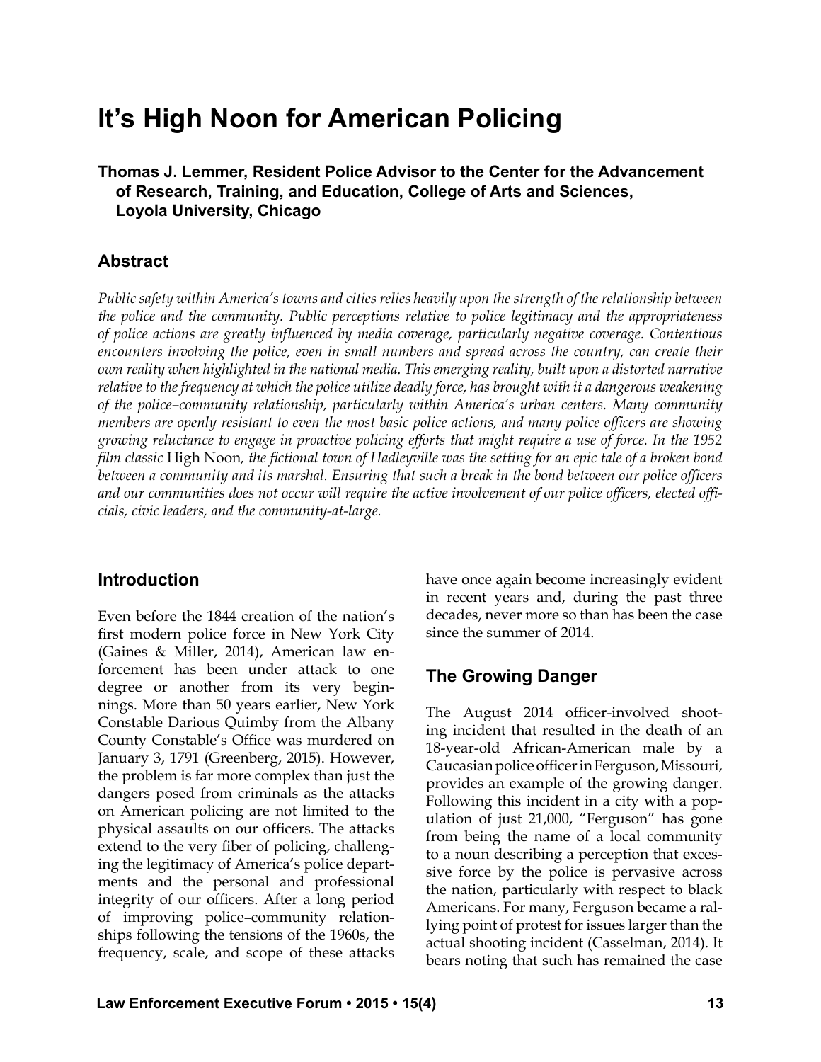# It's High Noon for American Policing

**Thomas J. Lemmer, Resident Police Advisor to the Center for the Advancement of Research, Training, and Education, College of Arts and Sciences, Loyola University, Chicago**

## Abstract

*Public safety within America's towns and cities relies heavily upon the strength of the relationship between the police and the community. Public perceptions relative to police legitimacy and the appropriateness of police actions are greatly influenced by media coverage, particularly negative coverage. Contentious encounters involving the police, even in small numbers and spread across the country, can create their own reality when highlighted in the national media. This emerging reality, built upon a distorted narrative relative to the frequency at which the police utilize deadly force, has brought with it a dangerous weakening of the police–community relationship, particularly within America's urban centers. Many community members are openly resistant to even the most basic police actions, and many police officers are showing growing reluctance to engage in proactive policing efforts that might require a use of force. In the 1952 film classic* High Noon*, the fictional town of Hadleyville was the setting for an epic tale of a broken bond between a community and its marshal. Ensuring that such a break in the bond between our police officers and our communities does not occur will require the active involvement of our police officers, elected officials, civic leaders, and the community-at-large.*

## Introduction

Even before the 1844 creation of the nation's first modern police force in New York City (Gaines & Miller, 2014), American law enforcement has been under attack to one degree or another from its very beginnings. More than 50 years earlier, New York Constable Darious Quimby from the Albany County Constable's Office was murdered on January 3, 1791 (Greenberg, 2015). However, the problem is far more complex than just the dangers posed from criminals as the attacks on American policing are not limited to the physical assaults on our officers. The attacks extend to the very fiber of policing, challenging the legitimacy of America's police departments and the personal and professional integrity of our officers. After a long period of improving police–community relationships following the tensions of the 1960s, the frequency, scale, and scope of these attacks have once again become increasingly evident in recent years and, during the past three decades, never more so than has been the case since the summer of 2014.

## The Growing Danger

The August 2014 officer-involved shooting incident that resulted in the death of an 18-year-old African-American male by a Caucasian police officer in Ferguson, Missouri, provides an example of the growing danger. Following this incident in a city with a population of just 21,000, "Ferguson" has gone from being the name of a local community to a noun describing a perception that excessive force by the police is pervasive across the nation, particularly with respect to black Americans. For many, Ferguson became a rallying point of protest for issues larger than the actual shooting incident (Casselman, 2014). It bears noting that such has remained the case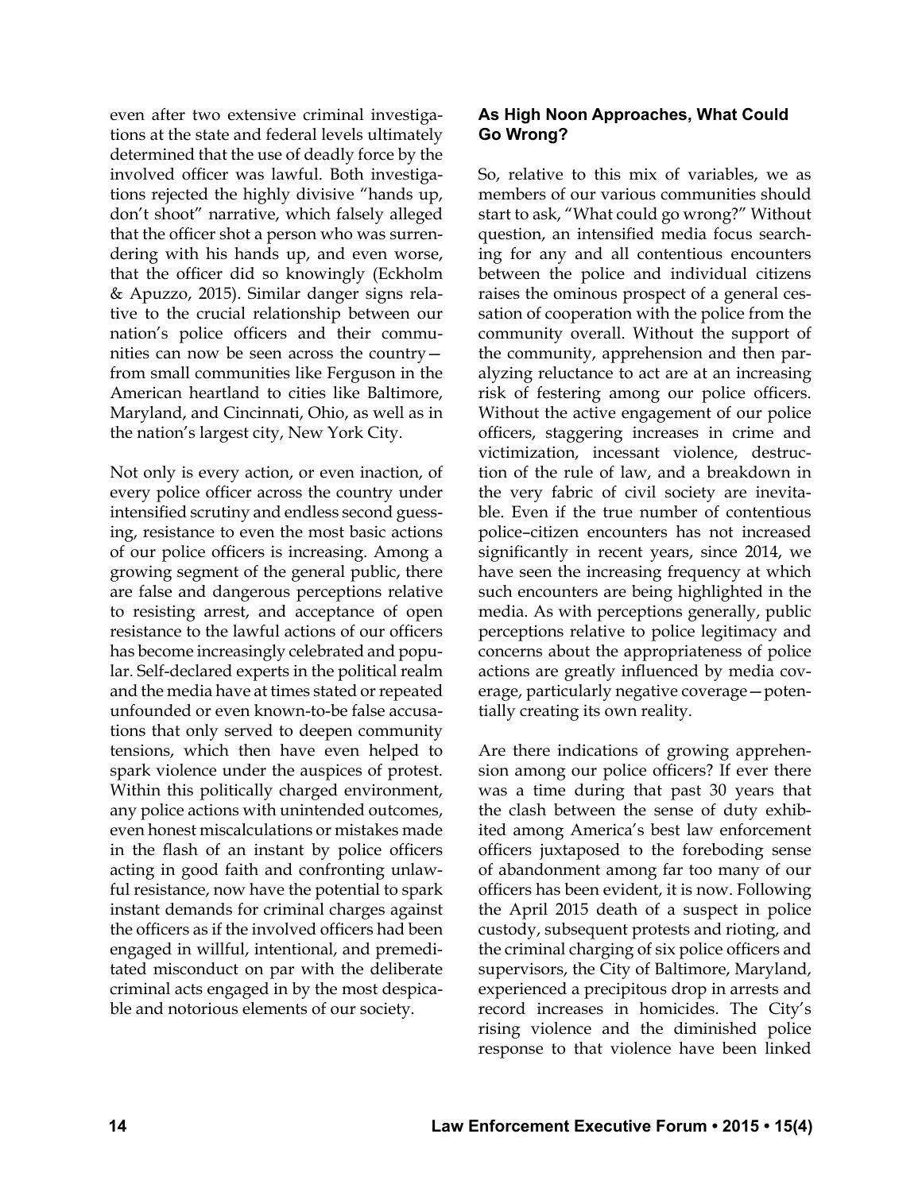even after two extensive criminal investigations at the state and federal levels ultimately determined that the use of deadly force by the involved officer was lawful. Both investigations rejected the highly divisive "hands up, don't shoot" narrative, which falsely alleged that the officer shot a person who was surrendering with his hands up, and even worse, that the officer did so knowingly (Eckholm & Apuzzo, 2015). Similar danger signs relative to the crucial relationship between our nation's police officers and their communities can now be seen across the country—from small communities like Ferguson in the American heartland to cities like Baltimore, Maryland, and Cincinnati, Ohio, as well as in the nation's largest city, New York City.

Not only is every action, or even inaction, of every police officer across the country under intensified scrutiny and endless second guessing, resistance to even the most basic actions of our police officers is increasing. Among a growing segment of the general public, there are false and dangerous perceptions relative to resisting arrest, and acceptance of open resistance to the lawful actions of our officers has become increasingly celebrated and popular. Self-declared experts in the political realm and the media have at times stated or repeated unfounded or even known-to-be false accusations that only served to deepen community tensions, which then have even helped to spark violence under the auspices of protest. Within this politically charged environment, any police actions with unintended outcomes, even honest miscalculations or mistakes made in the flash of an instant by police officers acting in good faith and confronting unlawful resistance, now have the potential to spark instant demands for criminal charges against the officers as if the involved officers had been engaged in willful, intentional, and premeditated misconduct on par with the deliberate criminal acts engaged in by the most despicable and notorious elements of our society.

### As High Noon Approaches, What Could Go Wrong?

So, relative to this mix of variables, we as members of our various communities should start to ask, "What could go wrong?" Without question, an intensified media focus searching for any and all contentious encounters between the police and individual citizens raises the ominous prospect of a general cessation of cooperation with the police from the community overall. Without the support of the community, apprehension and then paralyzing reluctance to act are at an increasing risk of festering among our police officers. Without the active engagement of our police officers, staggering increases in crime and victimization, incessant violence, destruction of the rule of law, and a breakdown in the very fabric of civil society are inevitable. Even if the true number of contentious police–citizen encounters has not increased significantly in recent years, since 2014, we have seen the increasing frequency at which such encounters are being highlighted in the media. As with perceptions generally, public perceptions relative to police legitimacy and concerns about the appropriateness of police actions are greatly influenced by media coverage, particularly negative coverage—potentially creating its own reality.

Are there indications of growing apprehension among our police officers? If ever there was a time during that past 30 years that the clash between the sense of duty exhibited among America's best law enforcement officers juxtaposed to the foreboding sense of abandonment among far too many of our officers has been evident, it is now. Following the April 2015 death of a suspect in police custody, subsequent protests and rioting, and the criminal charging of six police officers and supervisors, the City of Baltimore, Maryland, experienced a precipitous drop in arrests and record increases in homicides. The City's rising violence and the diminished police response to that violence have been linked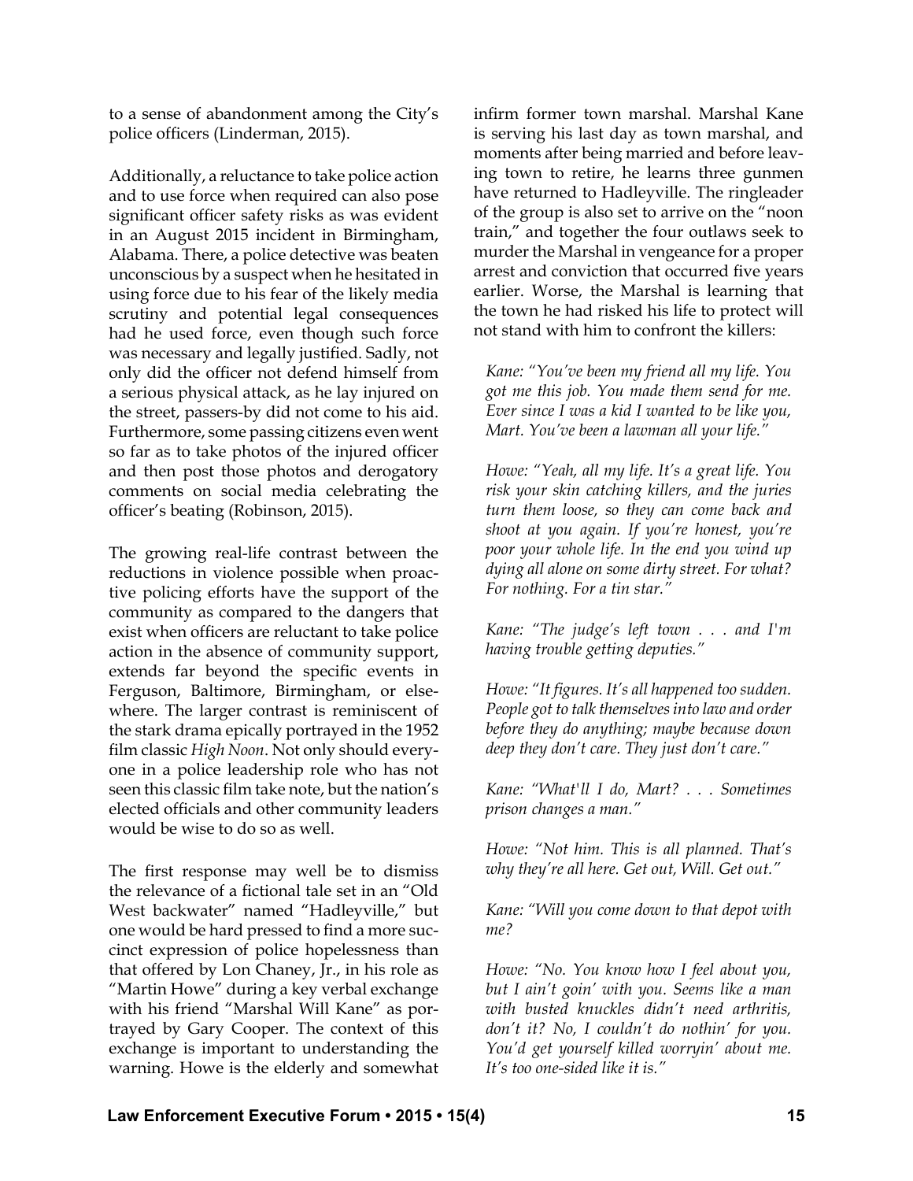to a sense of abandonment among the City's police officers (Linderman, 2015).

Additionally, a reluctance to take police action and to use force when required can also pose significant officer safety risks as was evident in an August 2015 incident in Birmingham, Alabama. There, a police detective was beaten unconscious by a suspect when he hesitated in using force due to his fear of the likely media scrutiny and potential legal consequences had he used force, even though such force was necessary and legally justified. Sadly, not only did the officer not defend himself from a serious physical attack, as he lay injured on the street, passers-by did not come to his aid. Furthermore, some passing citizens even went so far as to take photos of the injured officer and then post those photos and derogatory comments on social media celebrating the officer's beating (Robinson, 2015).

The growing real-life contrast between the reductions in violence possible when proactive policing efforts have the support of the community as compared to the dangers that exist when officers are reluctant to take police action in the absence of community support, extends far beyond the specific events in Ferguson, Baltimore, Birmingham, or elsewhere. The larger contrast is reminiscent of the stark drama epically portrayed in the 1952 film classic *High Noon*. Not only should everyone in a police leadership role who has not seen this classic film take note, but the nation's elected officials and other community leaders would be wise to do so as well.

The first response may well be to dismiss the relevance of a fictional tale set in an "Old West backwater" named "Hadleyville," but one would be hard pressed to find a more succinct expression of police hopelessness than that offered by Lon Chaney, Jr., in his role as "Martin Howe" during a key verbal exchange with his friend "Marshal Will Kane" as portrayed by Gary Cooper. The context of this exchange is important to understanding the warning. Howe is the elderly and somewhat infirm former town marshal. Marshal Kane is serving his last day as town marshal, and moments after being married and before leaving town to retire, he learns three gunmen have returned to Hadleyville. The ringleader of the group is also set to arrive on the "noon train," and together the four outlaws seek to murder the Marshal in vengeance for a proper arrest and conviction that occurred five years earlier. Worse, the Marshal is learning that the town he had risked his life to protect will not stand with him to confront the killers:

> *Kane: "You've been my friend all my life. You got me this job. You made them send for me. Ever since I was a kid I wanted to be like you, Mart. You've been a lawman all your life."*
>
> *Howe: "Yeah, all my life. It's a great life. You risk your skin catching killers, and the juries turn them loose, so they can come back and shoot at you again. If you're honest, you're poor your whole life. In the end you wind up dying all alone on some dirty street. For what? For nothing. For a tin star."*
>
> *Kane: "The judge's left town . . . and I'm having trouble getting deputies."*
>
> *Howe: "It figures. It's all happened too sudden. People got to talk themselves into law and order before they do anything; maybe because down deep they don't care. They just don't care."*
>
> *Kane: "What'll I do, Mart? . . . Sometimes prison changes a man."*
>
> *Howe: "Not him. This is all planned. That's why they're all here. Get out, Will. Get out."*
>
> *Kane: "Will you come down to that depot with me?*
>
> *Howe: "No. You know how I feel about you, but I ain't goin' with you. Seems like a man with busted knuckles didn't need arthritis, don't it? No, I couldn't do nothin' for you. You'd get yourself killed worryin' about me. It's too one-sided like it is."*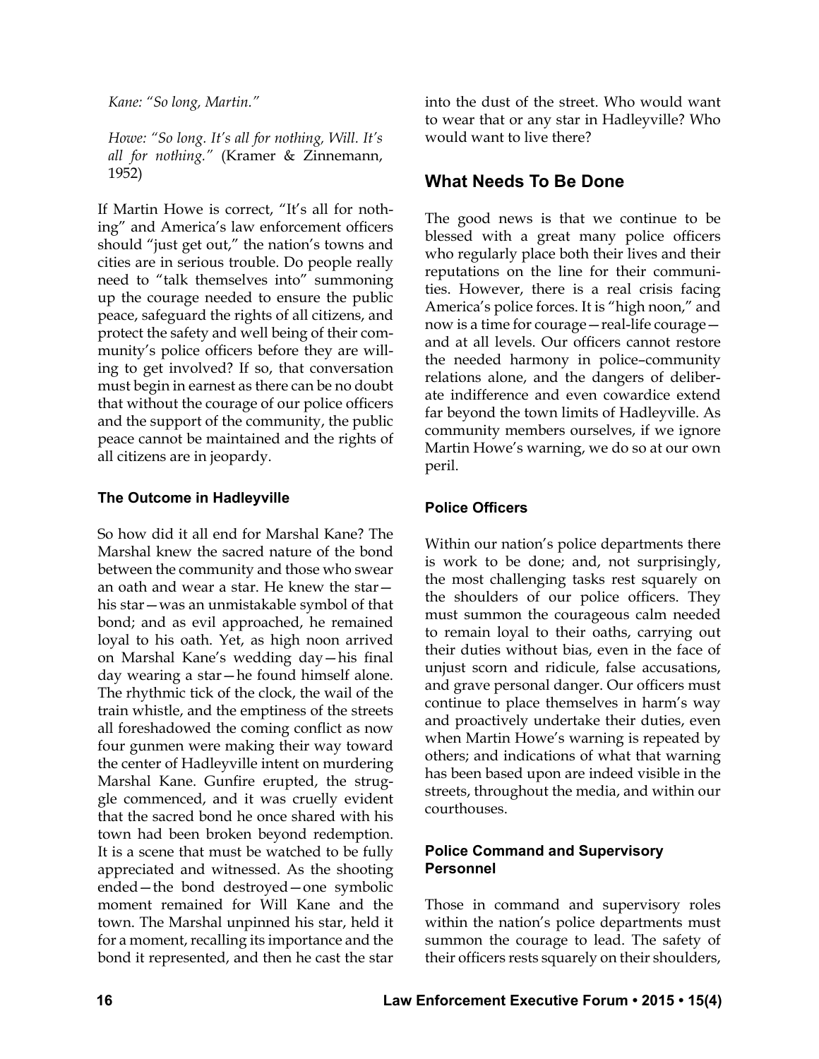*Kane: "So long, Martin."*

*Howe: "So long. It's all for nothing, Will. It's all for nothing."* (Kramer & Zinnemann, 1952)

If Martin Howe is correct, "It's all for nothing" and America's law enforcement officers should "just get out," the nation's towns and cities are in serious trouble. Do people really need to "talk themselves into" summoning up the courage needed to ensure the public peace, safeguard the rights of all citizens, and protect the safety and well being of their community's police officers before they are willing to get involved? If so, that conversation must begin in earnest as there can be no doubt that without the courage of our police officers and the support of the community, the public peace cannot be maintained and the rights of all citizens are in jeopardy.

### The Outcome in Hadleyville

So how did it all end for Marshal Kane? The Marshal knew the sacred nature of the bond between the community and those who swear an oath and wear a star. He knew the star—his star—was an unmistakable symbol of that bond; and as evil approached, he remained loyal to his oath. Yet, as high noon arrived on Marshal Kane's wedding day—his final day wearing a star—he found himself alone. The rhythmic tick of the clock, the wail of the train whistle, and the emptiness of the streets all foreshadowed the coming conflict as now four gunmen were making their way toward the center of Hadleyville intent on murdering Marshal Kane. Gunfire erupted, the struggle commenced, and it was cruelly evident that the sacred bond he once shared with his town had been broken beyond redemption. It is a scene that must be watched to be fully appreciated and witnessed. As the shooting ended—the bond destroyed—one symbolic moment remained for Will Kane and the town. The Marshal unpinned his star, held it for a moment, recalling its importance and the bond it represented, and then he cast the star into the dust of the street. Who would want to wear that or any star in Hadleyville? Who would want to live there?

## What Needs To Be Done

The good news is that we continue to be blessed with a great many police officers who regularly place both their lives and their reputations on the line for their communities. However, there is a real crisis facing America's police forces. It is "high noon," and now is a time for courage—real-life courage—and at all levels. Our officers cannot restore the needed harmony in police–community relations alone, and the dangers of deliberate indifference and even cowardice extend far beyond the town limits of Hadleyville. As community members ourselves, if we ignore Martin Howe's warning, we do so at our own peril.

### Police Officers

Within our nation's police departments there is work to be done; and, not surprisingly, the most challenging tasks rest squarely on the shoulders of our police officers. They must summon the courageous calm needed to remain loyal to their oaths, carrying out their duties without bias, even in the face of unjust scorn and ridicule, false accusations, and grave personal danger. Our officers must continue to place themselves in harm's way and proactively undertake their duties, even when Martin Howe's warning is repeated by others; and indications of what that warning has been based upon are indeed visible in the streets, throughout the media, and within our courthouses.

### Police Command and Supervisory Personnel

Those in command and supervisory roles within the nation's police departments must summon the courage to lead. The safety of their officers rests squarely on their shoulders,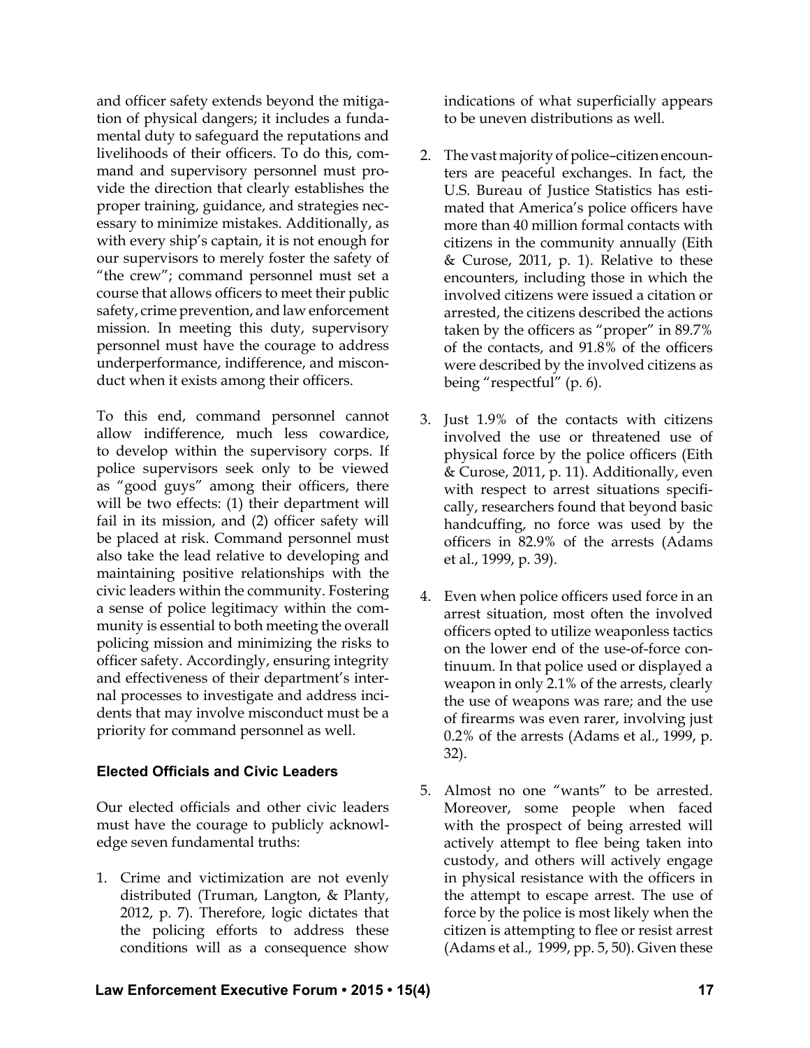and officer safety extends beyond the mitigation of physical dangers; it includes a fundamental duty to safeguard the reputations and livelihoods of their officers. To do this, command and supervisory personnel must provide the direction that clearly establishes the proper training, guidance, and strategies necessary to minimize mistakes. Additionally, as with every ship's captain, it is not enough for our supervisors to merely foster the safety of "the crew"; command personnel must set a course that allows officers to meet their public safety, crime prevention, and law enforcement mission. In meeting this duty, supervisory personnel must have the courage to address underperformance, indifference, and misconduct when it exists among their officers.

To this end, command personnel cannot allow indifference, much less cowardice, to develop within the supervisory corps. If police supervisors seek only to be viewed as "good guys" among their officers, there will be two effects: (1) their department will fail in its mission, and (2) officer safety will be placed at risk. Command personnel must also take the lead relative to developing and maintaining positive relationships with the civic leaders within the community. Fostering a sense of police legitimacy within the community is essential to both meeting the overall policing mission and minimizing the risks to officer safety. Accordingly, ensuring integrity and effectiveness of their department's internal processes to investigate and address incidents that may involve misconduct must be a priority for command personnel as well.

### Elected Officials and Civic Leaders

Our elected officials and other civic leaders must have the courage to publicly acknowledge seven fundamental truths:

1. Crime and victimization are not evenly distributed (Truman, Langton, & Planty, 2012, p. 7). Therefore, logic dictates that the policing efforts to address these conditions will as a consequence show indications of what superficially appears to be uneven distributions as well.

2. The vast majority of police–citizen encounters are peaceful exchanges. In fact, the U.S. Bureau of Justice Statistics has estimated that America's police officers have more than 40 million formal contacts with citizens in the community annually (Eith & Curose, 2011, p. 1). Relative to these encounters, including those in which the involved citizens were issued a citation or arrested, the citizens described the actions taken by the officers as "proper" in 89.7% of the contacts, and 91.8% of the officers were described by the involved citizens as being "respectful" (p. 6).

3. Just 1.9% of the contacts with citizens involved the use or threatened use of physical force by the police officers (Eith & Curose, 2011, p. 11). Additionally, even with respect to arrest situations specifically, researchers found that beyond basic handcuffing, no force was used by the officers in 82.9% of the arrests (Adams et al., 1999, p. 39).

4. Even when police officers used force in an arrest situation, most often the involved officers opted to utilize weaponless tactics on the lower end of the use-of-force continuum. In that police used or displayed a weapon in only 2.1% of the arrests, clearly the use of weapons was rare; and the use of firearms was even rarer, involving just 0.2% of the arrests (Adams et al., 1999, p. 32).

5. Almost no one "wants" to be arrested. Moreover, some people when faced with the prospect of being arrested will actively attempt to flee being taken into custody, and others will actively engage in physical resistance with the officers in the attempt to escape arrest. The use of force by the police is most likely when the citizen is attempting to flee or resist arrest (Adams et al., 1999, pp. 5, 50). Given these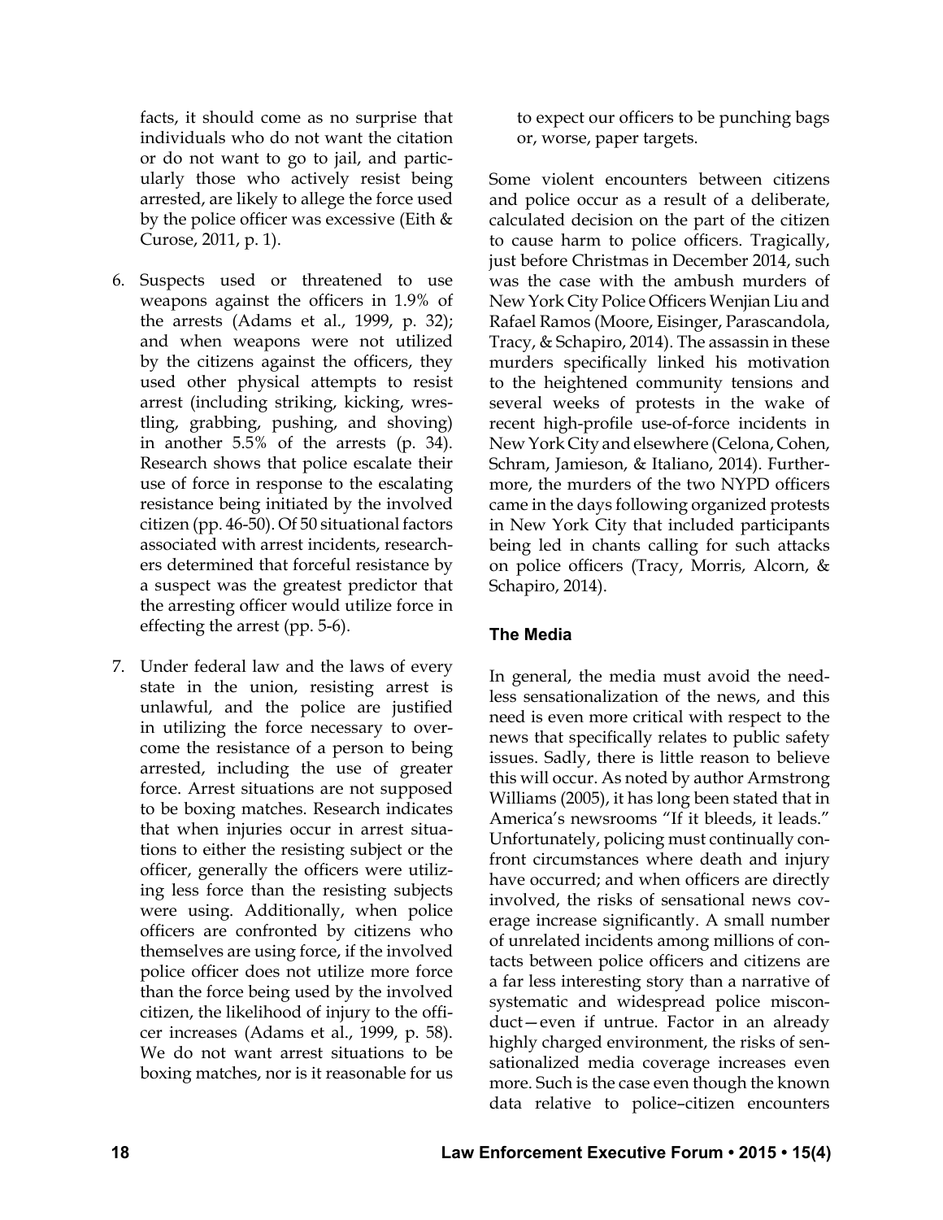facts, it should come as no surprise that individuals who do not want the citation or do not want to go to jail, and particularly those who actively resist being arrested, are likely to allege the force used by the police officer was excessive (Eith & Curose, 2011, p. 1).

6. Suspects used or threatened to use weapons against the officers in 1.9% of the arrests (Adams et al., 1999, p. 32); and when weapons were not utilized by the citizens against the officers, they used other physical attempts to resist arrest (including striking, kicking, wrestling, grabbing, pushing, and shoving) in another 5.5% of the arrests (p. 34). Research shows that police escalate their use of force in response to the escalating resistance being initiated by the involved citizen (pp. 46-50). Of 50 situational factors associated with arrest incidents, researchers determined that forceful resistance by a suspect was the greatest predictor that the arresting officer would utilize force in effecting the arrest (pp. 5-6).

7. Under federal law and the laws of every state in the union, resisting arrest is unlawful, and the police are justified in utilizing the force necessary to overcome the resistance of a person to being arrested, including the use of greater force. Arrest situations are not supposed to be boxing matches. Research indicates that when injuries occur in arrest situations to either the resisting subject or the officer, generally the officers were utilizing less force than the resisting subjects were using. Additionally, when police officers are confronted by citizens who themselves are using force, if the involved police officer does not utilize more force than the force being used by the involved citizen, the likelihood of injury to the officer increases (Adams et al., 1999, p. 58). We do not want arrest situations to be boxing matches, nor is it reasonable for us to expect our officers to be punching bags or, worse, paper targets.

Some violent encounters between citizens and police occur as a result of a deliberate, calculated decision on the part of the citizen to cause harm to police officers. Tragically, just before Christmas in December 2014, such was the case with the ambush murders of New York City Police Officers Wenjian Liu and Rafael Ramos (Moore, Eisinger, Parascandola, Tracy, & Schapiro, 2014). The assassin in these murders specifically linked his motivation to the heightened community tensions and several weeks of protests in the wake of recent high-profile use-of-force incidents in New York City and elsewhere (Celona, Cohen, Schram, Jamieson, & Italiano, 2014). Furthermore, the murders of the two NYPD officers came in the days following organized protests in New York City that included participants being led in chants calling for such attacks on police officers (Tracy, Morris, Alcorn, & Schapiro, 2014).

### The Media

In general, the media must avoid the needless sensationalization of the news, and this need is even more critical with respect to the news that specifically relates to public safety issues. Sadly, there is little reason to believe this will occur. As noted by author Armstrong Williams (2005), it has long been stated that in America's newsrooms "If it bleeds, it leads." Unfortunately, policing must continually confront circumstances where death and injury have occurred; and when officers are directly involved, the risks of sensational news coverage increase significantly. A small number of unrelated incidents among millions of contacts between police officers and citizens are a far less interesting story than a narrative of systematic and widespread police misconduct—even if untrue. Factor in an already highly charged environment, the risks of sensationalized media coverage increases even more. Such is the case even though the known data relative to police–citizen encounters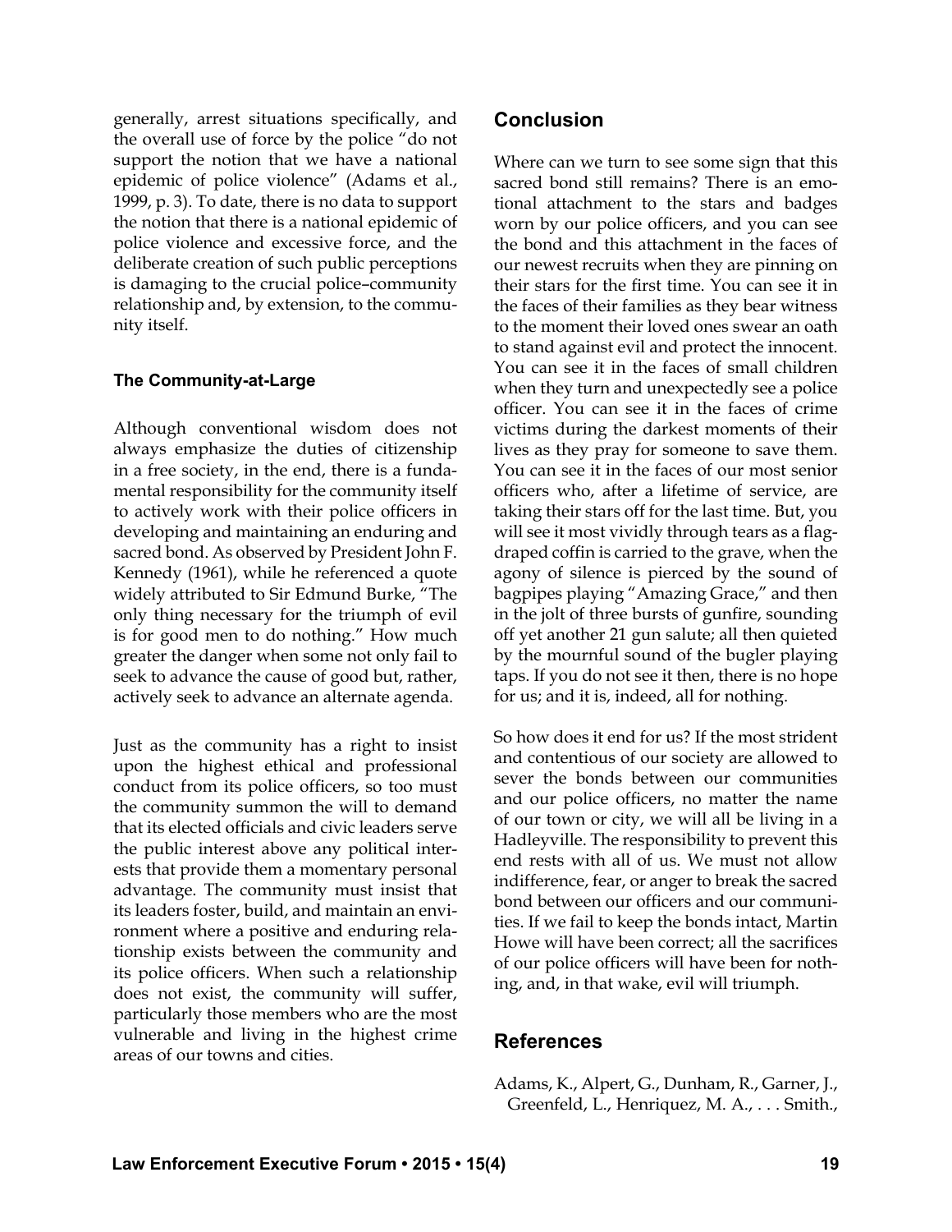generally, arrest situations specifically, and the overall use of force by the police "do not support the notion that we have a national epidemic of police violence" (Adams et al., 1999, p. 3). To date, there is no data to support the notion that there is a national epidemic of police violence and excessive force, and the deliberate creation of such public perceptions is damaging to the crucial police–community relationship and, by extension, to the community itself.

### The Community-at-Large

Although conventional wisdom does not always emphasize the duties of citizenship in a free society, in the end, there is a fundamental responsibility for the community itself to actively work with their police officers in developing and maintaining an enduring and sacred bond. As observed by President John F. Kennedy (1961), while he referenced a quote widely attributed to Sir Edmund Burke, "The only thing necessary for the triumph of evil is for good men to do nothing." How much greater the danger when some not only fail to seek to advance the cause of good but, rather, actively seek to advance an alternate agenda.

Just as the community has a right to insist upon the highest ethical and professional conduct from its police officers, so too must the community summon the will to demand that its elected officials and civic leaders serve the public interest above any political interests that provide them a momentary personal advantage. The community must insist that its leaders foster, build, and maintain an environment where a positive and enduring relationship exists between the community and its police officers. When such a relationship does not exist, the community will suffer, particularly those members who are the most vulnerable and living in the highest crime areas of our towns and cities.

## Conclusion

Where can we turn to see some sign that this sacred bond still remains? There is an emotional attachment to the stars and badges worn by our police officers, and you can see the bond and this attachment in the faces of our newest recruits when they are pinning on their stars for the first time. You can see it in the faces of their families as they bear witness to the moment their loved ones swear an oath to stand against evil and protect the innocent. You can see it in the faces of small children when they turn and unexpectedly see a police officer. You can see it in the faces of crime victims during the darkest moments of their lives as they pray for someone to save them. You can see it in the faces of our most senior officers who, after a lifetime of service, are taking their stars off for the last time. But, you will see it most vividly through tears as a flag-draped coffin is carried to the grave, when the agony of silence is pierced by the sound of bagpipes playing "Amazing Grace," and then in the jolt of three bursts of gunfire, sounding off yet another 21 gun salute; all then quieted by the mournful sound of the bugler playing taps. If you do not see it then, there is no hope for us; and it is, indeed, all for nothing.

So how does it end for us? If the most strident and contentious of our society are allowed to sever the bonds between our communities and our police officers, no matter the name of our town or city, we will all be living in a Hadleyville. The responsibility to prevent this end rests with all of us. We must not allow indifference, fear, or anger to break the sacred bond between our officers and our communities. If we fail to keep the bonds intact, Martin Howe will have been correct; all the sacrifices of our police officers will have been for nothing, and, in that wake, evil will triumph.

## References

Adams, K., Alpert, G., Dunham, R., Garner, J., Greenfeld, L., Henriquez, M. A., . . . Smith.,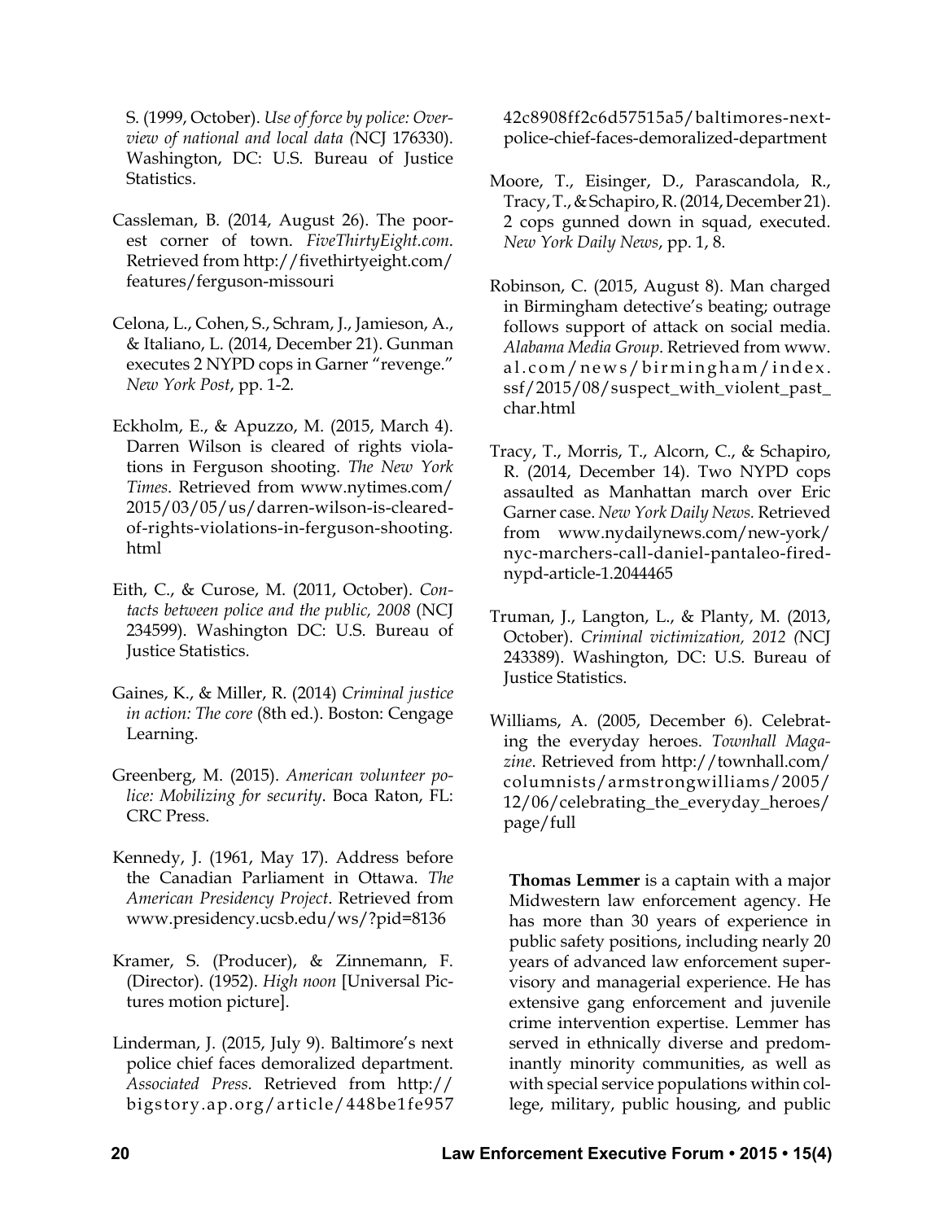S. (1999, October). *Use of force by police: Overview of national and local data (*NCJ 176330). Washington, DC: U.S. Bureau of Justice Statistics.

Cassleman, B. (2014, August 26). The poorest corner of town. *FiveThirtyEight.com*. Retrieved from http://fivethirtyeight.com/features/ferguson-missouri

Celona, L., Cohen, S., Schram, J., Jamieson, A., & Italiano, L. (2014, December 21). Gunman executes 2 NYPD cops in Garner "revenge." *New York Post*, pp. 1-2.

Eckholm, E., & Apuzzo, M. (2015, March 4). Darren Wilson is cleared of rights violations in Ferguson shooting. *The New York Times*. Retrieved from www.nytimes.com/2015/03/05/us/darren-wilson-is-cleared-of-rights-violations-in-ferguson-shooting.html

Eith, C., & Curose, M. (2011, October). *Contacts between police and the public, 2008* (NCJ 234599). Washington DC: U.S. Bureau of Justice Statistics.

Gaines, K., & Miller, R. (2014) *Criminal justice in action: The core* (8th ed.). Boston: Cengage Learning.

Greenberg, M. (2015). *American volunteer police: Mobilizing for security*. Boca Raton, FL: CRC Press.

Kennedy, J. (1961, May 17). Address before the Canadian Parliament in Ottawa. *The American Presidency Project*. Retrieved from www.presidency.ucsb.edu/ws/?pid=8136

Kramer, S. (Producer), & Zinnemann, F. (Director). (1952). *High noon* [Universal Pictures motion picture].

Linderman, J. (2015, July 9). Baltimore's next police chief faces demoralized department. *Associated Press*. Retrieved from http://bigstory.ap.org/article/448be1fe95742c8908ff2c6d57515a5/baltimores-next-police-chief-faces-demoralized-department

Moore, T., Eisinger, D., Parascandola, R., Tracy, T., & Schapiro, R. (2014, December 21). 2 cops gunned down in squad, executed. *New York Daily News*, pp. 1, 8.

Robinson, C. (2015, August 8). Man charged in Birmingham detective's beating; outrage follows support of attack on social media. *Alabama Media Group*. Retrieved from www.al.com/news/birmingham/index.ssf/2015/08/suspect_with_violent_past_char.html

Tracy, T., Morris, T., Alcorn, C., & Schapiro, R. (2014, December 14). Two NYPD cops assaulted as Manhattan march over Eric Garner case. *New York Daily News*. Retrieved from www.nydailynews.com/new-york/nyc-marchers-call-daniel-pantaleo-fired-nypd-article-1.2044465

Truman, J., Langton, L., & Planty, M. (2013, October). *Criminal victimization, 2012 (*NCJ 243389). Washington, DC: U.S. Bureau of Justice Statistics.

Williams, A. (2005, December 6). Celebrating the everyday heroes. *Townhall Magazine*. Retrieved from http://townhall.com/columnists/armstrongwilliams/2005/12/06/celebrating_the_everyday_heroes/page/full

**Thomas Lemmer** is a captain with a major Midwestern law enforcement agency. He has more than 30 years of experience in public safety positions, including nearly 20 years of advanced law enforcement supervisory and managerial experience. He has extensive gang enforcement and juvenile crime intervention expertise. Lemmer has served in ethnically diverse and predominantly minority communities, as well as with special service populations within college, military, public housing, and public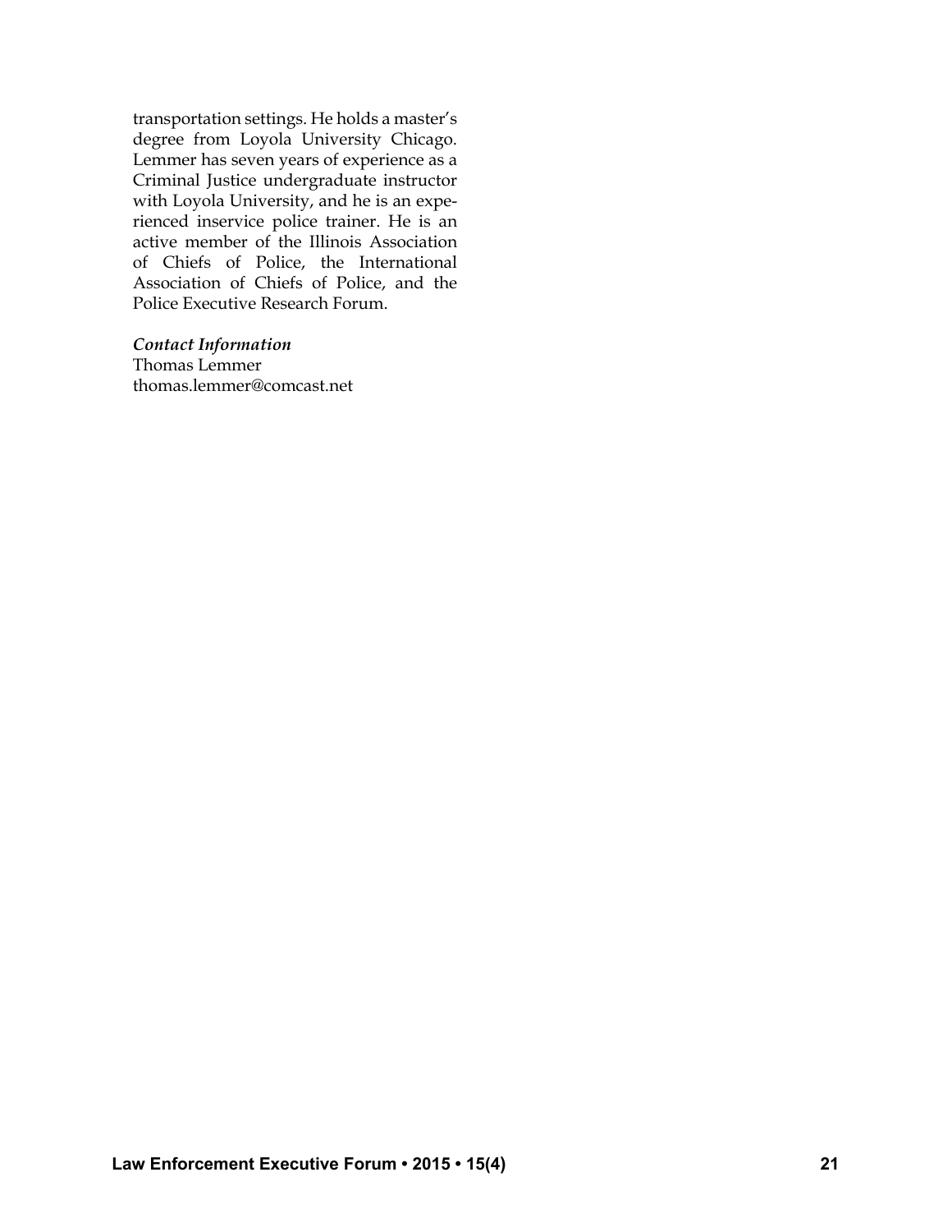transportation settings. He holds a master's degree from Loyola University Chicago. Lemmer has seven years of experience as a Criminal Justice undergraduate instructor with Loyola University, and he is an experienced inservice police trainer. He is an active member of the Illinois Association of Chiefs of Police, the International Association of Chiefs of Police, and the Police Executive Research Forum.

***Contact Information***
Thomas Lemmer
thomas.lemmer@comcast.net